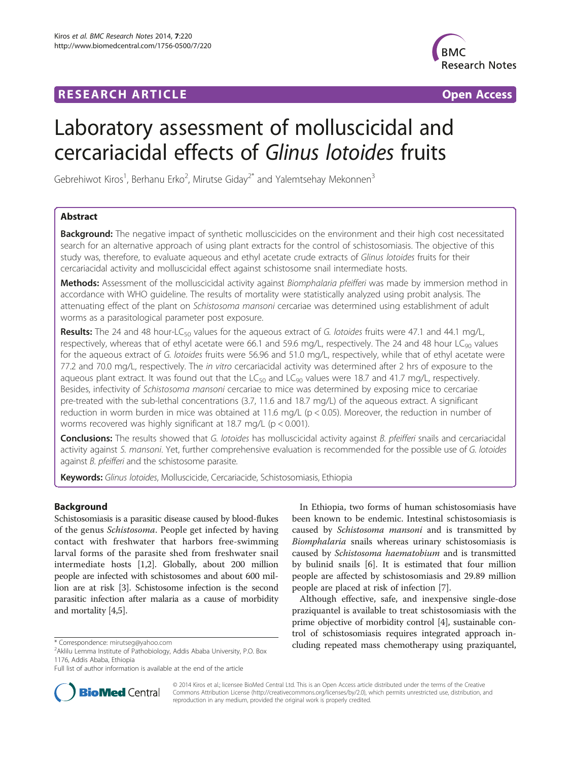**RESEARCH ARTICLE** **Open Access**

# Laboratory assessment of molluscicidal and cercariacidal effects of *Glinus lotoides* fruits

Gebrehiwot Kiros[1], Berhanu Erko[2], Mirutse Giday[2*] and Yalemtsehay Mekonnen[3]

## Abstract

**Background:** The negative impact of synthetic molluscicides on the environment and their high cost necessitated search for an alternative approach of using plant extracts for the control of schistosomiasis. The objective of this study was, therefore, to evaluate aqueous and ethyl acetate crude extracts of *Glinus lotoides* fruits for their cercariacidal activity and molluscicidal effect against schistosome snail intermediate hosts.

**Methods:** Assessment of the molluscicidal activity against *Biomphalaria pfeifferi* was made by immersion method in accordance with WHO guideline. The results of mortality were statistically analyzed using probit analysis. The attenuating effect of the plant on *Schistosoma mansoni* cercariae was determined using establishment of adult worms as a parasitological parameter post exposure.

**Results:** The 24 and 48 hour-$LC_{50}$ values for the aqueous extract of *G. lotoides* fruits were 47.1 and 44.1 mg/L, respectively, whereas that of ethyl acetate were 66.1 and 59.6 mg/L, respectively. The 24 and 48 hour $LC_{90}$ values for the aqueous extract of *G. lotoides* fruits were 56.96 and 51.0 mg/L, respectively, while that of ethyl acetate were 77.2 and 70.0 mg/L, respectively. The *in vitro* cercariacidal activity was determined after 2 hrs of exposure to the aqueous plant extract. It was found out that the $LC_{50}$ and $LC_{90}$ values were 18.7 and 41.7 mg/L, respectively. Besides, infectivity of *Schistosoma mansoni* cercariae to mice was determined by exposing mice to cercariae pre-treated with the sub-lethal concentrations (3.7, 11.6 and 18.7 mg/L) of the aqueous extract. A significant reduction in worm burden in mice was obtained at 11.6 mg/L ($p < 0.05$). Moreover, the reduction in number of worms recovered was highly significant at 18.7 mg/L ($p < 0.001$).

**Conclusions:** The results showed that *G. lotoides* has molluscicidal activity against *B. pfeifferi* snails and cercariacidal activity against *S. mansoni*. Yet, further comprehensive evaluation is recommended for the possible use of *G. lotoides* against *B. pfeifferi* and the schistosome parasite.

**Keywords:** *Glinus lotoides*, Molluscicide, Cercariacide, Schistosomiasis, Ethiopia

## Background

Schistosomiasis is a parasitic disease caused by blood-flukes of the genus *Schistosoma*. People get infected by having contact with freshwater that harbors free-swimming larval forms of the parasite shed from freshwater snail intermediate hosts [1,2]. Globally, about 200 million people are infected with schistosomes and about 600 million are at risk [3]. Schistosome infection is the second parasitic infection after malaria as a cause of morbidity and mortality [4,5].

In Ethiopia, two forms of human schistosomiasis have been known to be endemic. Intestinal schistosomiasis is caused by *Schistosoma mansoni* and is transmitted by *Biomphalaria* snails whereas urinary schistosomiasis is caused by *Schistosoma haematobium* and is transmitted by bulinid snails [6]. It is estimated that four million people are affected by schistosomiasis and 29.89 million people are placed at risk of infection [7].

Although effective, safe, and inexpensive single-dose praziquantel is available to treat schistosomiasis with the prime objective of morbidity control [4], sustainable control of schistosomiasis requires integrated approach including repeated mass chemotherapy using praziquantel,

\* Correspondence: mirutseg@yahoo.com
[2]Aklilu Lemma Institute of Pathobiology, Addis Ababa University, P.O. Box 1176, Addis Ababa, Ethiopia
Full list of author information is available at the end of the article

© 2014 Kiros et al.; licensee BioMed Central Ltd. This is an Open Access article distributed under the terms of the Creative Commons Attribution License (http://creativecommons.org/licenses/by/2.0), which permits unrestricted use, distribution, and reproduction in any medium, provided the original work is properly credited.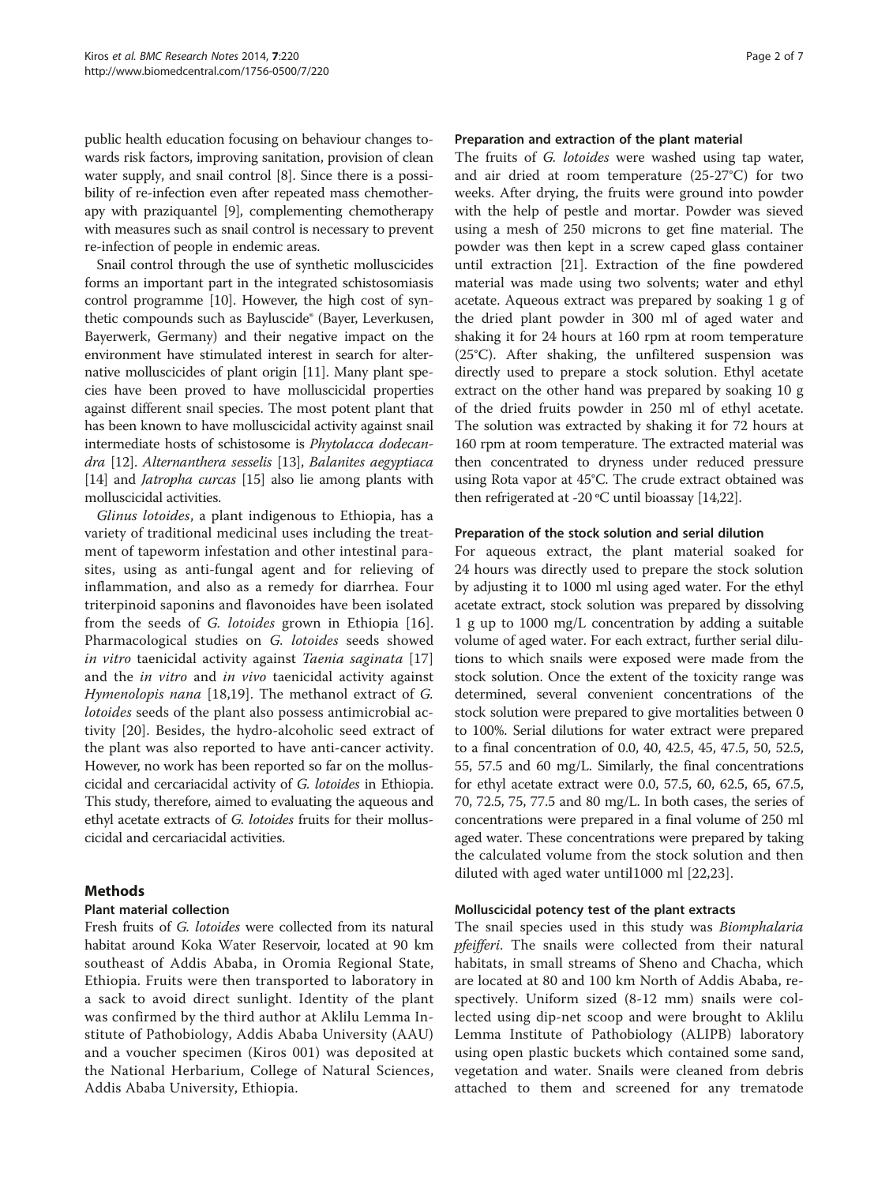public health education focusing on behaviour changes towards risk factors, improving sanitation, provision of clean water supply, and snail control [8]. Since there is a possibility of re-infection even after repeated mass chemotherapy with praziquantel [9], complementing chemotherapy with measures such as snail control is necessary to prevent re-infection of people in endemic areas.

Snail control through the use of synthetic molluscicides forms an important part in the integrated schistosomiasis control programme [10]. However, the high cost of synthetic compounds such as Bayluscide® (Bayer, Leverkusen, Bayerwerk, Germany) and their negative impact on the environment have stimulated interest in search for alternative molluscicides of plant origin [11]. Many plant species have been proved to have molluscicidal properties against different snail species. The most potent plant that has been known to have molluscicidal activity against snail intermediate hosts of schistosome is *Phytolacca dodecandra* [12]. *Alternanthera sesselis* [13], *Balanites aegyptiaca* [14] and *Jatropha curcas* [15] also lie among plants with molluscicidal activities.

*Glinus lotoides*, a plant indigenous to Ethiopia, has a variety of traditional medicinal uses including the treatment of tapeworm infestation and other intestinal parasites, using as anti-fungal agent and for relieving of inflammation, and also as a remedy for diarrhea. Four triterpinoid saponins and flavonoides have been isolated from the seeds of *G. lotoides* grown in Ethiopia [16]. Pharmacological studies on *G. lotoides* seeds showed *in vitro* taenicidal activity against *Taenia saginata* [17] and the *in vitro* and *in vivo* taenicidal activity against *Hymenolopis nana* [18,19]. The methanol extract of *G. lotoides* seeds of the plant also possess antimicrobial activity [20]. Besides, the hydro-alcoholic seed extract of the plant was also reported to have anti-cancer activity. However, no work has been reported so far on the molluscicidal and cercariacidal activity of *G. lotoides* in Ethiopia. This study, therefore, aimed to evaluating the aqueous and ethyl acetate extracts of *G. lotoides* fruits for their molluscicidal and cercariacidal activities.

## Methods

### Plant material collection

Fresh fruits of *G. lotoides* were collected from its natural habitat around Koka Water Reservoir, located at 90 km southeast of Addis Ababa, in Oromia Regional State, Ethiopia. Fruits were then transported to laboratory in a sack to avoid direct sunlight. Identity of the plant was confirmed by the third author at Aklilu Lemma Institute of Pathobiology, Addis Ababa University (AAU) and a voucher specimen (Kiros 001) was deposited at the National Herbarium, College of Natural Sciences, Addis Ababa University, Ethiopia.

### Preparation and extraction of the plant material

The fruits of *G. lotoides* were washed using tap water, and air dried at room temperature (25-27°C) for two weeks. After drying, the fruits were ground into powder with the help of pestle and mortar. Powder was sieved using a mesh of 250 microns to get fine material. The powder was then kept in a screw caped glass container until extraction [21]. Extraction of the fine powdered material was made using two solvents; water and ethyl acetate. Aqueous extract was prepared by soaking 1 g of the dried plant powder in 300 ml of aged water and shaking it for 24 hours at 160 rpm at room temperature (25°C). After shaking, the unfiltered suspension was directly used to prepare a stock solution. Ethyl acetate extract on the other hand was prepared by soaking 10 g of the dried fruits powder in 250 ml of ethyl acetate. The solution was extracted by shaking it for 72 hours at 160 rpm at room temperature. The extracted material was then concentrated to dryness under reduced pressure using Rota vapor at 45°C. The crude extract obtained was then refrigerated at -20 °C until bioassay [14,22].

### Preparation of the stock solution and serial dilution

For aqueous extract, the plant material soaked for 24 hours was directly used to prepare the stock solution by adjusting it to 1000 ml using aged water. For the ethyl acetate extract, stock solution was prepared by dissolving 1 g up to 1000 mg/L concentration by adding a suitable volume of aged water. For each extract, further serial dilutions to which snails were exposed were made from the stock solution. Once the extent of the toxicity range was determined, several convenient concentrations of the stock solution were prepared to give mortalities between 0 to 100%. Serial dilutions for water extract were prepared to a final concentration of 0.0, 40, 42.5, 45, 47.5, 50, 52.5, 55, 57.5 and 60 mg/L. Similarly, the final concentrations for ethyl acetate extract were 0.0, 57.5, 60, 62.5, 65, 67.5, 70, 72.5, 75, 77.5 and 80 mg/L. In both cases, the series of concentrations were prepared in a final volume of 250 ml aged water. These concentrations were prepared by taking the calculated volume from the stock solution and then diluted with aged water until1000 ml [22,23].

### Molluscicidal potency test of the plant extracts

The snail species used in this study was *Biomphalaria pfeifferi*. The snails were collected from their natural habitats, in small streams of Sheno and Chacha, which are located at 80 and 100 km North of Addis Ababa, respectively. Uniform sized (8-12 mm) snails were collected using dip-net scoop and were brought to Aklilu Lemma Institute of Pathobiology (ALIPB) laboratory using open plastic buckets which contained some sand, vegetation and water. Snails were cleaned from debris attached to them and screened for any trematode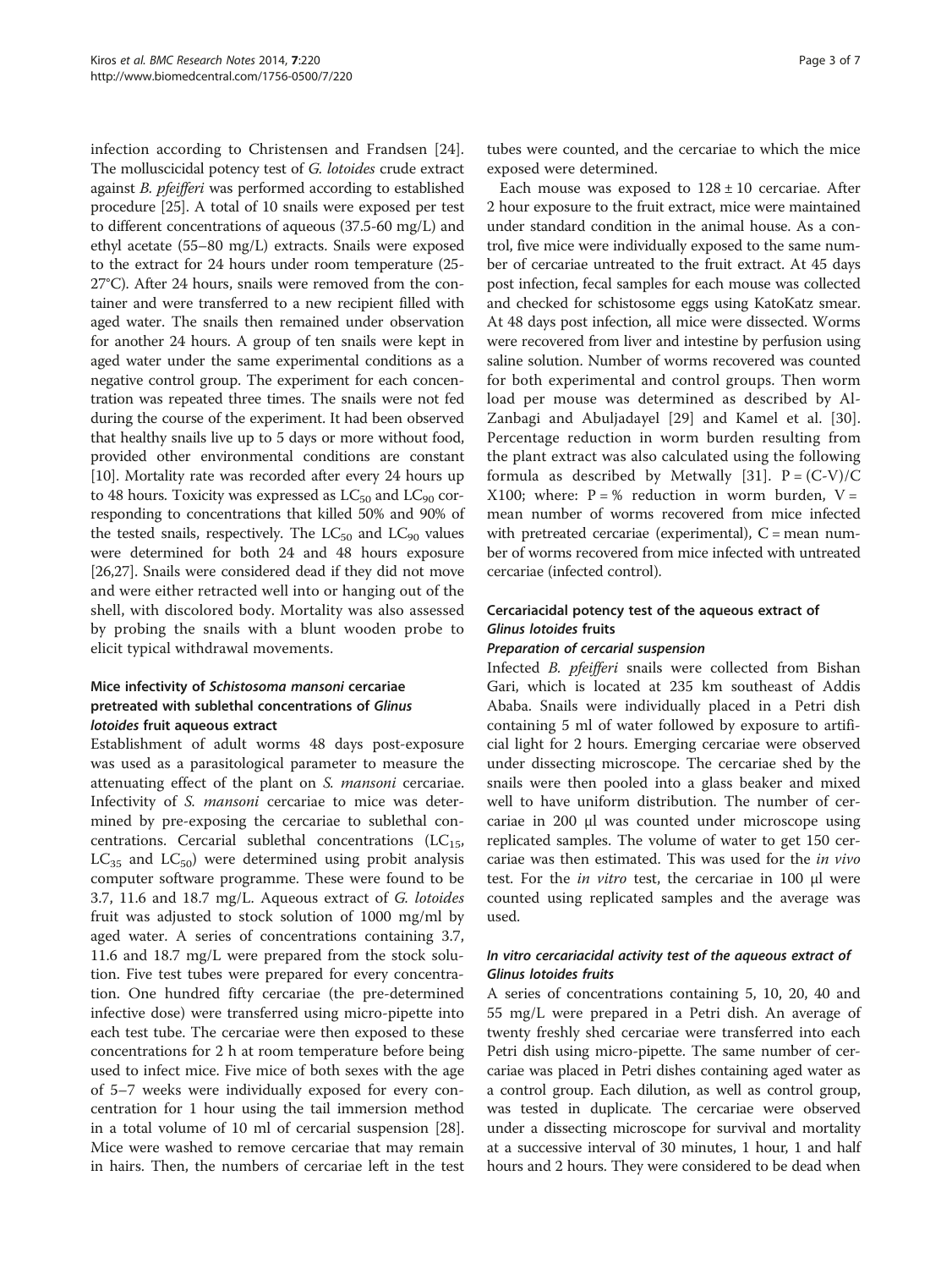infection according to Christensen and Frandsen [24]. The molluscicidal potency test of *G. lotoides* crude extract against *B. pfeifferi* was performed according to established procedure [25]. A total of 10 snails were exposed per test to different concentrations of aqueous (37.5-60 mg/L) and ethyl acetate (55–80 mg/L) extracts. Snails were exposed to the extract for 24 hours under room temperature (25-27°C). After 24 hours, snails were removed from the container and were transferred to a new recipient filled with aged water. The snails then remained under observation for another 24 hours. A group of ten snails were kept in aged water under the same experimental conditions as a negative control group. The experiment for each concentration was repeated three times. The snails were not fed during the course of the experiment. It had been observed that healthy snails live up to 5 days or more without food, provided other environmental conditions are constant [10]. Mortality rate was recorded after every 24 hours up to 48 hours. Toxicity was expressed as $LC_{50}$ and $LC_{90}$ corresponding to concentrations that killed 50% and 90% of the tested snails, respectively. The $LC_{50}$ and $LC_{90}$ values were determined for both 24 and 48 hours exposure [26,27]. Snails were considered dead if they did not move and were either retracted well into or hanging out of the shell, with discolored body. Mortality was also assessed by probing the snails with a blunt wooden probe to elicit typical withdrawal movements.

### Mice infectivity of *Schistosoma mansoni* cercariae pretreated with sublethal concentrations of *Glinus lotoides* fruit aqueous extract

Establishment of adult worms 48 days post-exposure was used as a parasitological parameter to measure the attenuating effect of the plant on *S. mansoni* cercariae. Infectivity of *S. mansoni* cercariae to mice was determined by pre-exposing the cercariae to sublethal concentrations. Cercarial sublethal concentrations ($LC_{15}$, $LC_{35}$ and $LC_{50}$) were determined using probit analysis computer software programme. These were found to be 3.7, 11.6 and 18.7 mg/L. Aqueous extract of *G. lotoides* fruit was adjusted to stock solution of 1000 mg/ml by aged water. A series of concentrations containing 3.7, 11.6 and 18.7 mg/L were prepared from the stock solution. Five test tubes were prepared for every concentration. One hundred fifty cercariae (the pre-determined infective dose) were transferred using micro-pipette into each test tube. The cercariae were then exposed to these concentrations for 2 h at room temperature before being used to infect mice. Five mice of both sexes with the age of 5–7 weeks were individually exposed for every concentration for 1 hour using the tail immersion method in a total volume of 10 ml of cercarial suspension [28]. Mice were washed to remove cercariae that may remain in hairs. Then, the numbers of cercariae left in the test tubes were counted, and the cercariae to which the mice exposed were determined.

Each mouse was exposed to $128 \pm 10$ cercariae. After 2 hour exposure to the fruit extract, mice were maintained under standard condition in the animal house. As a control, five mice were individually exposed to the same number of cercariae untreated to the fruit extract. At 45 days post infection, fecal samples for each mouse was collected and checked for schistosome eggs using KatoKatz smear. At 48 days post infection, all mice were dissected. Worms were recovered from liver and intestine by perfusion using saline solution. Number of worms recovered was counted for both experimental and control groups. Then worm load per mouse was determined as described by Al-Zanbagi and Abuljadayel [29] and Kamel et al. [30]. Percentage reduction in worm burden resulting from the plant extract was also calculated using the following formula as described by Metwally [31]. $P = (C-V)/C \times 100$; where: P = % reduction in worm burden, V = mean number of worms recovered from mice infected with pretreated cercariae (experimental), C = mean number of worms recovered from mice infected with untreated cercariae (infected control).

### Cercariacidal potency test of the aqueous extract of *Glinus lotoides* fruits

#### *Preparation of cercarial suspension*

Infected *B. pfeifferi* snails were collected from Bishan Gari, which is located at 235 km southeast of Addis Ababa. Snails were individually placed in a Petri dish containing 5 ml of water followed by exposure to artificial light for 2 hours. Emerging cercariae were observed under dissecting microscope. The cercariae shed by the snails were then pooled into a glass beaker and mixed well to have uniform distribution. The number of cercariae in 200 μl was counted under microscope using replicated samples. The volume of water to get 150 cercariae was then estimated. This was used for the *in vivo* test. For the *in vitro* test, the cercariae in 100 μl were counted using replicated samples and the average was used.

#### *In vitro cercariacidal activity test of the aqueous extract of Glinus lotoides fruits*

A series of concentrations containing 5, 10, 20, 40 and 55 mg/L were prepared in a Petri dish. An average of twenty freshly shed cercariae were transferred into each Petri dish using micro-pipette. The same number of cercariae was placed in Petri dishes containing aged water as a control group. Each dilution, as well as control group, was tested in duplicate. The cercariae were observed under a dissecting microscope for survival and mortality at a successive interval of 30 minutes, 1 hour, 1 and half hours and 2 hours. They were considered to be dead when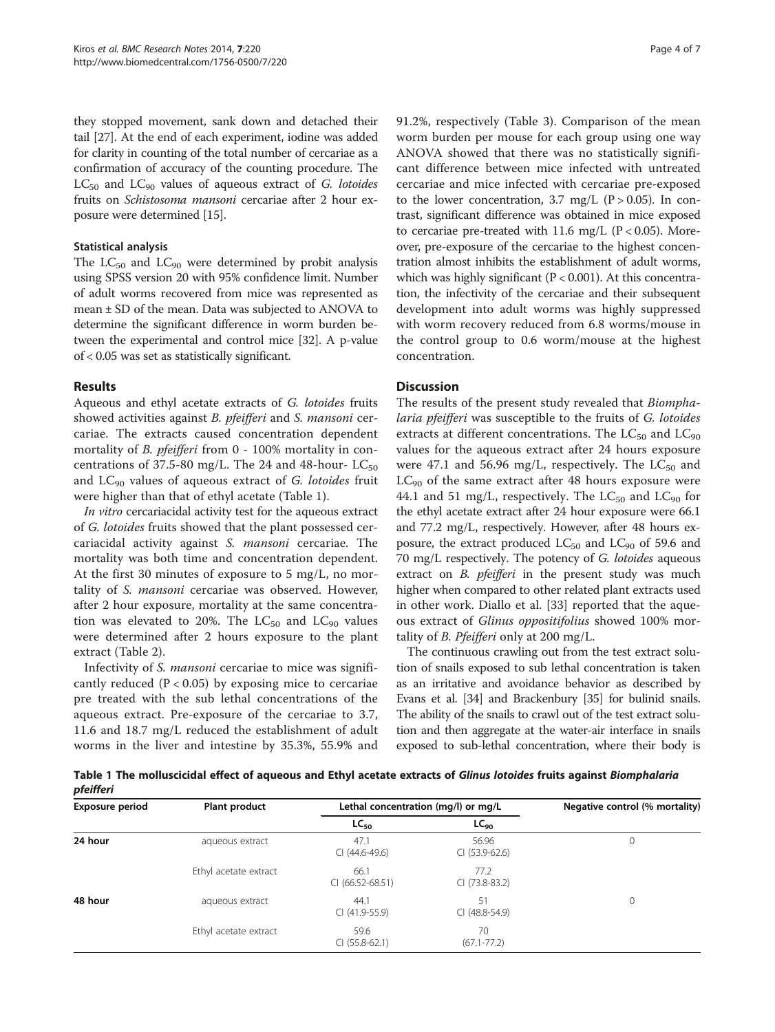they stopped movement, sank down and detached their tail [27]. At the end of each experiment, iodine was added for clarity in counting of the total number of cercariae as a confirmation of accuracy of the counting procedure. The $LC_{50}$ and $LC_{90}$ values of aqueous extract of *G. lotoides* fruits on *Schistosoma mansoni* cercariae after 2 hour exposure were determined [15].

### Statistical analysis

The $LC_{50}$ and $LC_{90}$ were determined by probit analysis using SPSS version 20 with 95% confidence limit. Number of adult worms recovered from mice was represented as mean ± SD of the mean. Data was subjected to ANOVA to determine the significant difference in worm burden between the experimental and control mice [32]. A p-value of < 0.05 was set as statistically significant.

## Results

Aqueous and ethyl acetate extracts of *G. lotoides* fruits showed activities against *B. pfeifferi* and *S. mansoni* cercariae. The extracts caused concentration dependent mortality of *B. pfeifferi* from 0 - 100% mortality in concentrations of 37.5-80 mg/L. The 24 and 48-hour- $LC_{50}$ and $LC_{90}$ values of aqueous extract of *G. lotoides* fruit were higher than that of ethyl acetate (Table 1).

*In vitro* cercariacidal activity test for the aqueous extract of *G. lotoides* fruits showed that the plant possessed cercariacidal activity against *S. mansoni* cercariae. The mortality was both time and concentration dependent. At the first 30 minutes of exposure to 5 mg/L, no mortality of *S. mansoni* cercariae was observed. However, after 2 hour exposure, mortality at the same concentration was elevated to 20%. The $LC_{50}$ and $LC_{90}$ values were determined after 2 hours exposure to the plant extract (Table 2).

Infectivity of *S. mansoni* cercariae to mice was significantly reduced ($P < 0.05$) by exposing mice to cercariae pre treated with the sub lethal concentrations of the aqueous extract. Pre-exposure of the cercariae to 3.7, 11.6 and 18.7 mg/L reduced the establishment of adult worms in the liver and intestine by 35.3%, 55.9% and 91.2%, respectively (Table 3). Comparison of the mean worm burden per mouse for each group using one way ANOVA showed that there was no statistically significant difference between mice infected with untreated cercariae and mice infected with cercariae pre-exposed to the lower concentration, 3.7 mg/L ($P > 0.05$). In contrast, significant difference was obtained in mice exposed to cercariae pre-treated with 11.6 mg/L ($P < 0.05$). Moreover, pre-exposure of the cercariae to the highest concentration almost inhibits the establishment of adult worms, which was highly significant ($P < 0.001$). At this concentration, the infectivity of the cercariae and their subsequent development into adult worms was highly suppressed with worm recovery reduced from 6.8 worms/mouse in the control group to 0.6 worm/mouse at the highest concentration.

## Discussion

The results of the present study revealed that *Biomphalaria pfeifferi* was susceptible to the fruits of *G. lotoides* extracts at different concentrations. The $LC_{50}$ and $LC_{90}$ values for the aqueous extract after 24 hours exposure were 47.1 and 56.96 mg/L, respectively. The $LC_{50}$ and $LC_{90}$ of the same extract after 48 hours exposure were 44.1 and 51 mg/L, respectively. The $LC_{50}$ and $LC_{90}$ for the ethyl acetate extract after 24 hour exposure were 66.1 and 77.2 mg/L, respectively. However, after 48 hours exposure, the extract produced $LC_{50}$ and $LC_{90}$ of 59.6 and 70 mg/L respectively. The potency of *G. lotoides* aqueous extract on *B. pfeifferi* in the present study was much higher when compared to other related plant extracts used in other work. Diallo et al. [33] reported that the aqueous extract of *Glinus oppositifolius* showed 100% mortality of *B. Pfeifferi* only at 200 mg/L.

The continuous crawling out from the test extract solution of snails exposed to sub lethal concentration is taken as an irritative and avoidance behavior as described by Evans et al. [34] and Brackenbury [35] for bulinid snails. The ability of the snails to crawl out of the test extract solution and then aggregate at the water-air interface in snails exposed to sub-lethal concentration, where their body is

**Table 1 The molluscicidal effect of aqueous and Ethyl acetate extracts of *Glinus lotoides* fruits against *Biomphalaria pfeifferi***

| Exposure period | Plant product | Lethal concentration (mg/l) or mg/L | | Negative control (% mortality) |
|---|---|---|---|---|
| | | $LC_{50}$ | $LC_{90}$ | |
| **24 hour** | aqueous extract | 47.1 CI (44.6-49.6) | 56.96 CI (53.9-62.6) | 0 |
| | Ethyl acetate extract | 66.1 CI (66.52-68.51) | 77.2 CI (73.8-83.2) | |
| **48 hour** | aqueous extract | 44.1 CI (41.9-55.9) | 51 CI (48.8-54.9) | 0 |
| | Ethyl acetate extract | 59.6 CI (55.8-62.1) | 70 (67.1-77.2) | |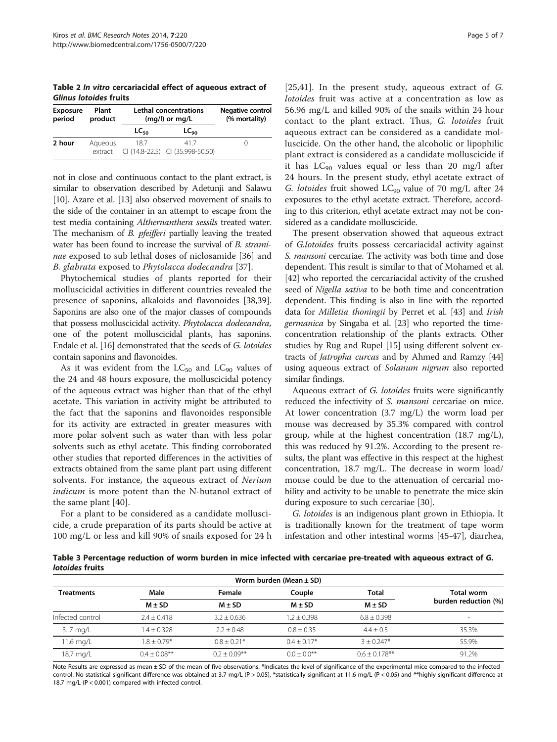**Table 2 *In vitro* cercariacidal effect of aqueous extract of *Glinus lotoides* fruits**

| Exposure period | Plant product | Lethal concentrations (mg/l) or mg/L | | Negative control (% mortality) |
|---|---|---|---|---|
| | | $LC_{50}$ | $LC_{90}$ | |
| **2 hour** | Aqueous extract | 18.7 CI (14.8-22.5) | 41.7 CI (35.998-50.50) | 0 |

not in close and continuous contact to the plant extract, is similar to observation described by Adetunji and Salawu [10]. Azare et al. [13] also observed movement of snails to the side of the container in an attempt to escape from the test media containing *Althernanthera sessils* treated water. The mechanism of *B. pfeifferi* partially leaving the treated water has been found to increase the survival of *B. straminae* exposed to sub lethal doses of niclosamide [36] and *B. glabrata* exposed to *Phytolacca dodecandra* [37].

Phytochemical studies of plants reported for their molluscicidal activities in different countries revealed the presence of saponins, alkaloids and flavonoides [38,39]. Saponins are also one of the major classes of compounds that possess molluscicidal activity. *Phytolacca dodecandra,* one of the potent molluscicidal plants, has saponins. Endale et al. [16] demonstrated that the seeds of *G. lotoides* contain saponins and flavonoides.

As it was evident from the $LC_{50}$ and $LC_{90}$ values of the 24 and 48 hours exposure, the molluscicidal potency of the aqueous extract was higher than that of the ethyl acetate. This variation in activity might be attributed to the fact that the saponins and flavonoides responsible for its activity are extracted in greater measures with more polar solvent such as water than with less polar solvents such as ethyl acetate. This finding corroborated other studies that reported differences in the activities of extracts obtained from the same plant part using different solvents. For instance, the aqueous extract of *Nerium indicum* is more potent than the N-butanol extract of the same plant [40].

For a plant to be considered as a candidate molluscicide, a crude preparation of its parts should be active at 100 mg/L or less and kill 90% of snails exposed for 24 h [25,41]. In the present study, aqueous extract of *G. lotoides* fruit was active at a concentration as low as 56.96 mg/L and killed 90% of the snails within 24 hour contact to the plant extract. Thus, *G. lotoides* fruit aqueous extract can be considered as a candidate molluscicide. On the other hand, the alcoholic or lipophilic plant extract is considered as a candidate molluscicide if it has $LC_{90}$ values equal or less than 20 mg/l after 24 hours. In the present study, ethyl acetate extract of *G. lotoides* fruit showed $LC_{90}$ value of 70 mg/L after 24 exposures to the ethyl acetate extract. Therefore, according to this criterion, ethyl acetate extract may not be considered as a candidate molluscicide.

The present observation showed that aqueous extract of *G.lotoides* fruits possess cercariacidal activity against *S. mansoni* cercariae. The activity was both time and dose dependent. This result is similar to that of Mohamed et al. [42] who reported the cercariacidal activity of the crushed seed of *Nigella sativa* to be both time and concentration dependent. This finding is also in line with the reported data for *Milletia thoningii* by Perret et al. [43] and *Irish germanica* by Singaba et al. [23] who reported the time-concentration relationship of the plants extracts. Other studies by Rug and Rupel [15] using different solvent extracts of *Jatropha curcas* and by Ahmed and Ramzy [44] using aqueous extract of *Solanum nigrum* also reported similar findings.

Aqueous extract of *G. lotoides* fruits were significantly reduced the infectivity of *S. mansoni* cercariae on mice. At lower concentration (3.7 mg/L) the worm load per mouse was decreased by 35.3% compared with control group, while at the highest concentration (18.7 mg/L), this was reduced by 91.2%. According to the present results, the plant was effective in this respect at the highest concentration, 18.7 mg/L. The decrease in worm load/mouse could be due to the attenuation of cercarial mobility and activity to be unable to penetrate the mice skin during exposure to such cercariae [30].

*G. lotoides* is an indigenous plant grown in Ethiopia. It is traditionally known for the treatment of tape worm infestation and other intestinal worms [45-47], diarrhea,

**Table 3 Percentage reduction of worm burden in mice infected with cercariae pre-treated with aqueous extract of *G. lotoides* fruits**

| Treatments | Worm burden (Mean ± SD) | | | | Total worm burden reduction (%) |
|---|---|---|---|---|---|
| | Male | Female | Couple | Total | |
| | M ± SD | M ± SD | M ± SD | M ± SD | |
| Infected control | 2.4 ± 0.418 | 3.2 ± 0.636 | 1.2 ± 0.398 | 6.8 ± 0.398 | - |
| 3. 7 mg/L | 1.4 ± 0.328 | 2.2 ± 0.48 | 0.8 ± 0.35 | 4.4 ± 0.5 | 35.3% |
| 11.6 mg/L | 1.8 ± 0.79* | 0.8 ± 0.21* | 0.4 ± 0.17* | 3 ± 0.247* | 55.9% |
| 18.7 mg/L | 0.4 ± 0.08** | 0.2 ± 0.09** | 0.0 ± 0.0** | 0.6 ± 0.178** | 91.2% |

Note Results are expressed as mean ± SD of the mean of five observations. *Indicates the level of significance of the experimental mice compared to the infected control. No statistical significant difference was obtained at 3.7 mg/L ($P > 0.05$), *statistically significant at 11.6 mg/L ($P < 0.05$) and **highly significant difference at 18.7 mg/L ($P < 0.001$) compared with infected control.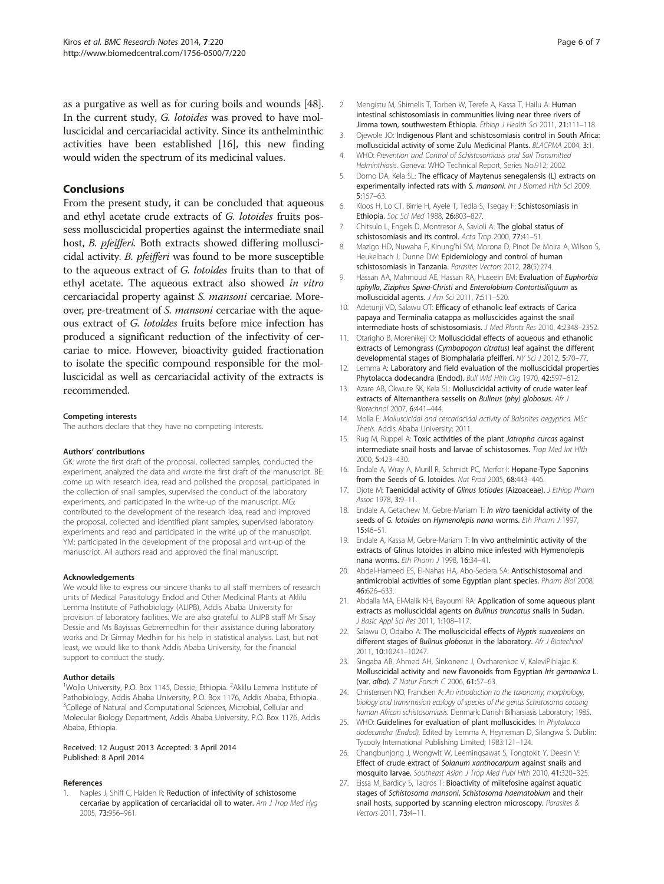as a purgative as well as for curing boils and wounds [48]. In the current study, *G. lotoides* was proved to have molluscicidal and cercariacidal activity. Since its anthelminthic activities have been established [16], this new finding would widen the spectrum of its medicinal values.

## Conclusions

From the present study, it can be concluded that aqueous and ethyl acetate crude extracts of *G. lotoides* fruits possess molluscicidal properties against the intermediate snail host, *B. pfeifferi*. Both extracts showed differing molluscicidal activity. *B. pfeifferi* was found to be more susceptible to the aqueous extract of *G. lotoides* fruits than to that of ethyl acetate. The aqueous extract also showed *in vitro* cercariacidal property against *S. mansoni* cercariae. Moreover, pre-treatment of *S. mansoni* cercariae with the aqueous extract of *G. lotoides* fruits before mice infection has produced a significant reduction of the infectivity of cercariae to mice. However, bioactivity guided fractionation to isolate the specific compound responsible for the molluscicidal as well as cercariacidal activity of the extracts is recommended.

#### Competing interests

The authors declare that they have no competing interests.

#### Authors' contributions

GK: wrote the first draft of the proposal, collected samples, conducted the experiment, analyzed the data and wrote the first draft of the manuscript. BE: come up with research idea, read and polished the proposal, participated in the collection of snail samples, supervised the conduct of the laboratory experiments, and participated in the write-up of the manuscript. MG: contributed to the development of the research idea, read and improved the proposal, collected and identified plant samples, supervised laboratory experiments and read and participated in the write up of the manuscript. YM: participated in the development of the proposal and writ-up of the manuscript. All authors read and approved the final manuscript.

#### Acknowledgements

We would like to express our sincere thanks to all staff members of research units of Medical Parasitology Endod and Other Medicinal Plants at Aklilu Lemma Institute of Pathobiology (ALIPB), Addis Ababa University for provision of laboratory facilities. We are also grateful to ALIPB staff Mr Sisay Dessie and Ms Bayissas Gebremedhin for their assistance during laboratory works and Dr Girmay Medhin for his help in statistical analysis. Last, but not least, we would like to thank Addis Ababa University, for the financial support to conduct the study.

#### Author details

[1]Wollo University, P.O. Box 1145, Dessie, Ethiopia. [2]Aklilu Lemma Institute of Pathobiology, Addis Ababa University, P.O. Box 1176, Addis Ababa, Ethiopia. [3]College of Natural and Computational Sciences, Microbial, Cellular and Molecular Biology Department, Addis Ababa University, P.O. Box 1176, Addis Ababa, Ethiopia.

Received: 12 August 2013 Accepted: 3 April 2014
Published: 8 April 2014

#### References

1. Naples J, Shiff C, Halden R: **Reduction of infectivity of schistosome cercariae by application of cercariacidal oil to water.** *Am J Trop Med Hyg* 2005, **73**:956–961.
2. Mengistu M, Shimelis T, Torben W, Terefe A, Kassa T, Hailu A: **Human intestinal schistosomiasis in communities living near three rivers of Jimma town, southwestern Ethiopia.** *Ethiop J Health Sci* 2011, **21**:111–118.
3. Ojewole JO: **Indigenous Plant and schistosomiasis control in South Africa: molluscicidal activity of some Zulu Medicinal Plants.** *BLACPMA* 2004, **3**:1.
4. WHO: *Prevention and Control of Schistosomiasis and Soil Transmitted Helminthiasis.* Geneva: WHO Technical Report, Series No.912; 2002.
5. Domo DA, Kela SL: **The efficacy of Maytenus senegalensis (L) extracts on experimentally infected rats with *S. mansoni*.** *Int J Biomed Hlth Sci* 2009, **5**:157–63.
6. Kloos H, Lo CT, Birrie H, Ayele T, Tedla S, Tsegay F: **Schistosomiasis in Ethiopia.** *Soc Sci Med* 1988, **26**:803–827.
7. Chitsulo L, Engels D, Montresor A, Savioli A: **The global status of schistosomiasis and its control.** *Acta Trop* 2000, **77**:41–51.
8. Mazigo HD, Nuwaha F, Kinung'hi SM, Morona D, Pinot De Moira A, Wilson S, Heukelbach J, Dunne DW: **Epidemiology and control of human schistosomiasis in Tanzania.** *Parasites Vectors* 2012, **28**(5):274.
9. Hassan AA, Mahmoud AE, Hassan RA, Huseein EM: **Evaluation of *Euphorbia aphylla*, *Ziziphus Spina-Christi* and *Enterolobium Contortisiliquum* as molluscicidal agents.** *J Am Sci* 2011, **7**:511–520.
10. Adetunji VO, Salawu OT: **Efficacy of ethanolic leaf extracts of Carica papaya and Terminalia catappa as molluscicides against the snail intermediate hosts of schistosomiasis.** *J Med Plants Res* 2010, **4**:2348–2352.
11. Otarigho B, Morenikeji O: **Molluscicidal effects of aqueous and ethanolic extracts of Lemongrass (*Cymbopogon citratus*) leaf against the different developmental stages of Biomphalaria pfeifferi.** *NY Sci J* 2012, **5**:70–77.
12. Lemma A: **Laboratory and field evaluation of the molluscicidal properties Phytolacca dodecandra (Endod).** *Bull Wld Hlth Org* 1970, **42**:597–612.
13. Azare AB, Okwute SK, Kela SL: **Molluscicidal activity of crude water leaf extracts of Alternanthera sesselis on *Bulinus (phy) globosus*.** *Afr J Biotechnol* 2007, **6**:441–444.
14. Molla E: *Molluscicidal and cercariacidal activity of Balanites aegyptica. MSc Thesis.* Addis Ababa University; 2011.
15. Rug M, Ruppel A: **Toxic activities of the plant *Jatropha curcas* against intermediate snail hosts and larvae of schistosomes.** *Trop Med Int Hlth* 2000, **5**:423–430.
16. Endale A, Wray A, Murill R, Schmidt PC, Merfor I: **Hopane-Type Saponins from the Seeds of G. lotoides.** *Nat Prod* 2005, **68**:443–446.
17. Djote M: **Taenicidal activity of *Glinus lotiodes* (Aizoaceae).** *J Ethiop Pharm Assoc* 1978, **3**:9–11.
18. Endale A, Getachew M, Gebre-Mariam T: ***In vitro* taenicidal activity of the seeds of *G. lotoides* on *Hymenolepis nana* worms.** *Eth Pharm J* 1997, **15**:46–51.
19. Endale A, Kassa M, Gebre-Mariam T: **In vivo anthelmintic activity of the extracts of Glinus lotoides in albino mice infested with Hymenolepis nana worms.** *Eth Pharm J* 1998, **16**:34–41.
20. Abdel-Hameed ES, El-Nahas HA, Abo-Sedera SA: **Antischistosomal and antimicrobial activities of some Egyptian plant species.** *Pharm Biol* 2008, **46**:626–633.
21. Abdalla MA, El-Malik KH, Bayoumi RA: **Application of some aqueous plant extracts as molluscicidal agents on *Bulinus truncatus* snails in Sudan.** *J Basic Appl Sci Res* 2011, **1**:108–117.
22. Salawu O, Odaibo A: **The molluscicidal effects of *Hyptis suaveolens* on different stages of *Bulinus globosus* in the laboratory.** *Afr J Biotechnol* 2011, **10**:10241–10247.
23. Singaba AB, Ahmed AH, Sinkonenc J, Ovcharenkoc V, KaleviPihlajac K: **Molluscicidal activity and new flavonoids from Egyptian *Iris germanica* L. (var. *alba*).** *Z Natur Forsch C* 2006, **61**:57–63.
24. Christensen NO, Frandsen A: *An introduction to the taxonomy, morphology, biology and transmission ecology of species of the genus Schistosoma causing human African schistosomiasis.* Denmark: Danish Bilharsiasis Laboratory; 1985.
25. WHO: **Guidelines for evaluation of plant molluscicides.** In *Phytolacca dodecandra (Endod).* Edited by Lemma A, Heyneman D, Silangwa S. Dublin: Tycooly International Publishing Limited; 1983:121–124.
26. Changbunjong J, Wongwit W, Leemingsawat S, Tongtokit Y, Deesin V: **Effect of crude extract of *Solanum xanthocarpum* against snails and mosquito larvae.** *Southeast Asian J Trop Med Publ Hlth* 2010, **41**:320–325.
27. Eissa M, Bardicy S, Tadros T: **Bioactivity of miltefosine against aquatic stages of *Schistosoma mansoni*, *Schistosoma haematobium* and their snail hosts, supported by scanning electron microscopy.** *Parasites & Vectors* 2011, **73**:4–11.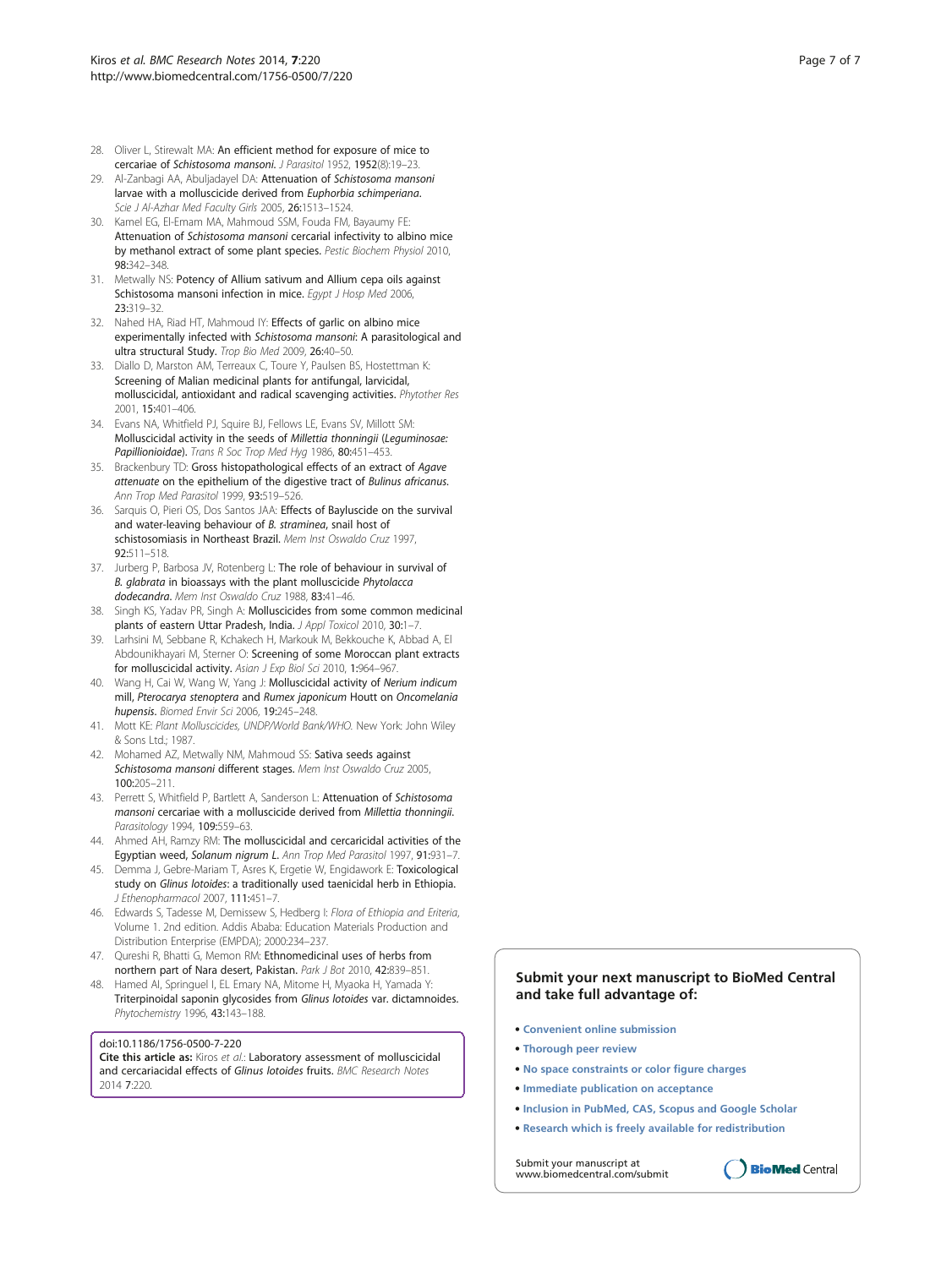28. Oliver L, Stirewalt MA: An efficient method for exposure of mice to cercariae of *Schistosoma mansoni*. *J Parasitol* 1952, **1952**(8):19–23.
29. Al-Zanbagi AA, Abuljadayel DA: Attenuation of *Schistosoma mansoni* larvae with a molluscicide derived from *Euphorbia schimperiana*. *Scie J Al-Azhar Med Faculty Girls* 2005, **26**:1513–1524.
30. Kamel EG, El-Emam MA, Mahmoud SSM, Fouda FM, Bayaumy FE: Attenuation of *Schistosoma mansoni* cercarial infectivity to albino mice by methanol extract of some plant species. *Pestic Biochem Physiol* 2010, **98**:342–348.
31. Metwally NS: Potency of Allium sativum and Allium cepa oils against Schistosoma mansoni infection in mice. *Egypt J Hosp Med* 2006, **23**:319–32.
32. Nahed HA, Riad HT, Mahmoud IY: Effects of garlic on albino mice experimentally infected with *Schistosoma mansoni*: A parasitological and ultra structural Study. *Trop Bio Med* 2009, **26**:40–50.
33. Diallo D, Marston AM, Terreaux C, Toure Y, Paulsen BS, Hostettman K: Screening of Malian medicinal plants for antifungal, larvicidal, molluscicidal, antioxidant and radical scavenging activities. *Phytother Res* 2001, **15**:401–406.
34. Evans NA, Whitfield PJ, Squire BJ, Fellows LE, Evans SV, Millott SM: Molluscicidal activity in the seeds of *Millettia thonningii* (*Leguminosae: Papillionioidae*). *Trans R Soc Trop Med Hyg* 1986, **80**:451–453.
35. Brackenbury TD: Gross histopathological effects of an extract of *Agave attenuate* on the epithelium of the digestive tract of *Bulinus africanus*. *Ann Trop Med Parasitol* 1999, **93**:519–526.
36. Sarquis O, Pieri OS, Dos Santos JAA: Effects of Bayluscide on the survival and water-leaving behaviour of *B. straminea*, snail host of schistosomiasis in Northeast Brazil. *Mem Inst Oswaldo Cruz* 1997, **92**:511–518.
37. Jurberg P, Barbosa JV, Rotenberg L: The role of behaviour in survival of *B. glabrata* in bioassays with the plant molluscicide *Phytolacca dodecandra*. *Mem Inst Oswaldo Cruz* 1988, **83**:41–46.
38. Singh KS, Yadav PR, Singh A: Molluscicides from some common medicinal plants of eastern Uttar Pradesh, India. *J Appl Toxicol* 2010, **30**:1–7.
39. Larhsini M, Sebbane R, Kchakech H, Markouk M, Bekkouche K, Abbad A, El Abdounikhayari M, Sterner O: Screening of some Moroccan plant extracts for molluscicidal activity. *Asian J Exp Biol Sci* 2010, **1**:964–967.
40. Wang H, Cai W, Wang W, Yang J: Molluscicidal activity of *Nerium indicum* mill, *Pterocarya stenoptera* and *Rumex japonicum* Houtt on *Oncomelania hupensis*. *Biomed Envir Sci* 2006, **19**:245–248.
41. Mott KE: *Plant Molluscicides, UNDP/World Bank/WHO*. New York: John Wiley & Sons Ltd.; 1987.
42. Mohamed AZ, Metwally NM, Mahmoud SS: Sativa seeds against *Schistosoma mansoni* different stages. *Mem Inst Oswaldo Cruz* 2005, **100**:205–211.
43. Perrett S, Whitfield P, Bartlett A, Sanderson L: Attenuation of *Schistosoma mansoni* cercariae with a molluscicide derived from *Millettia thonningii*. *Parasitology* 1994, **109**:559–63.
44. Ahmed AH, Ramzy RM: The molluscicidal and cercaricidal activities of the Egyptian weed, *Solanum nigrum L*. *Ann Trop Med Parasitol* 1997, **91**:931–7.
45. Demma J, Gebre-Mariam T, Asres K, Ergetie W, Engidawork E: Toxicological study on *Glinus lotoides*: a traditionally used taenicidal herb in Ethiopia. *J Ethenopharmacol* 2007, **111**:451–7.
46. Edwards S, Tadesse M, Demissew S, Hedberg I: *Flora of Ethiopia and Eriteria*, Volume 1. 2nd edition. Addis Ababa: Education Materials Production and Distribution Enterprise (EMPDA); 2000:234–237.
47. Qureshi R, Bhatti G, Memon RM: Ethnomedicinal uses of herbs from northern part of Nara desert, Pakistan. *Park J Bot* 2010, **42**:839–851.
48. Hamed AI, Springuel I, EL Emary NA, Mitome H, Myaoka H, Yamada Y: Triterpinoidal saponin glycosides from *Glinus lotoides* var. dictamnoides. *Phytochemistry* 1996, **43**:143–188.

doi:10.1186/1756-0500-7-220
**Cite this article as:** Kiros *et al.*: Laboratory assessment of molluscicidal and cercariacidal effects of *Glinus lotoides* fruits. *BMC Research Notes* 2014 **7**:220.

**Submit your next manuscript to BioMed Central and take full advantage of:**

- **Convenient online submission**
- **Thorough peer review**
- **No space constraints or color figure charges**
- **Immediate publication on acceptance**
- **Inclusion in PubMed, CAS, Scopus and Google Scholar**
- **Research which is freely available for redistribution**

Submit your manuscript at
www.biomedcentral.com/submit

BioMed Central